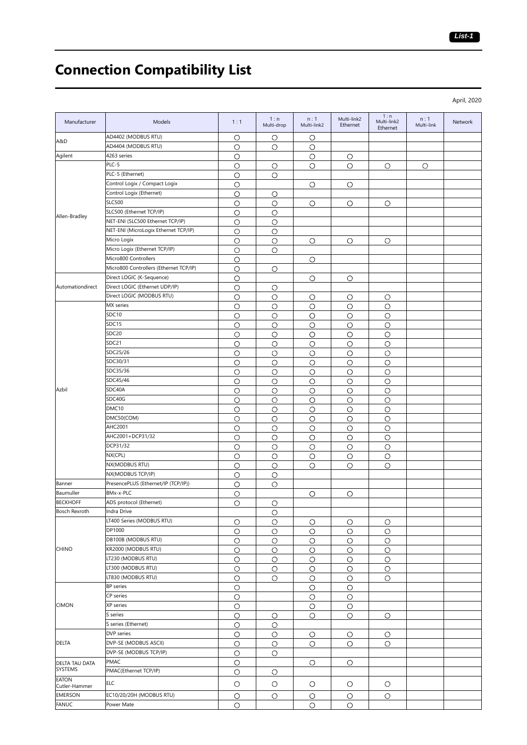# Connection Compatibility List

April, 2020

| Manufacturer | Models | 1 : 1 | 1 : n Multi-drop | n : 1 Multi-link2 | Multi-link2 Ethernet | 1 : n Multi-link2 Ethernet | n : 1 Multi-link | Network |
|---|---|---|---|---|---|---|---|---|
| A&D | AD4402 (MODBUS RTU) | ○ | ○ | ○ | | | | |
| | AD4404 (MODBUS RTU) | ○ | ○ | ○ | | | | |
| Agilent | 4263 series | ○ | | ○ | ○ | | | |
| Allen-Bradley | PLC-5 | ○ | ○ | ○ | ○ | ○ | ○ | |
| | PLC-5 (Ethernet) | ○ | ○ | | | | | |
| | Control Logix / Compact Logix | ○ | | ○ | ○ | | | |
| | Control Logix (Ethernet) | ○ | ○ | | | | | |
| | SLC500 | ○ | ○ | ○ | ○ | ○ | | |
| | SLC500 (Ethernet TCP/IP) | ○ | ○ | | | | | |
| | NET-ENI (SLC500 Ethernet TCP/IP) | ○ | ○ | | | | | |
| | NET-ENI (MicroLogix Ethernet TCP/IP) | ○ | ○ | | | | | |
| | Micro Logix | ○ | ○ | ○ | ○ | ○ | | |
| | Micro Logix (Ethernet TCP/IP) | ○ | ○ | | | | | |
| | Micro800 Controllers | ○ | | ○ | | | | |
| | Micro800 Controllers (Ethernet TCP/IP) | ○ | ○ | | | | | |
| Automationdirect | Direct LOGIC (K-Sequence) | ○ | | ○ | ○ | | | |
| | Direct LOGIC (Ethernet UDP/IP) | ○ | ○ | | | | | |
| | Direct LOGIC (MODBUS RTU) | ○ | ○ | ○ | ○ | ○ | | |
| Azbil | MX series | ○ | ○ | ○ | ○ | ○ | | |
| | SDC10 | ○ | ○ | ○ | ○ | ○ | | |
| | SDC15 | ○ | ○ | ○ | ○ | ○ | | |
| | SDC20 | ○ | ○ | ○ | ○ | ○ | | |
| | SDC21 | ○ | ○ | ○ | ○ | ○ | | |
| | SDC25/26 | ○ | ○ | ○ | ○ | ○ | | |
| | SDC30/31 | ○ | ○ | ○ | ○ | ○ | | |
| | SDC35/36 | ○ | ○ | ○ | ○ | ○ | | |
| | SDC45/46 | ○ | ○ | ○ | ○ | ○ | | |
| | SDC40A | ○ | ○ | ○ | ○ | ○ | | |
| | SDC40G | ○ | ○ | ○ | ○ | ○ | | |
| | DMC10 | ○ | ○ | ○ | ○ | ○ | | |
| | DMC50(COM) | ○ | ○ | ○ | ○ | ○ | | |
| | AHC2001 | ○ | ○ | ○ | ○ | ○ | | |
| | AHC2001+DCP31/32 | ○ | ○ | ○ | ○ | ○ | | |
| | DCP31/32 | ○ | ○ | ○ | ○ | ○ | | |
| | NX(CPL) | ○ | ○ | ○ | ○ | ○ | | |
| | NX(MODBUS RTU) | ○ | ○ | ○ | ○ | ○ | | |
| | NX(MODBUS TCP/IP) | ○ | ○ | | | | | |
| Banner | PresencePLUS (Ethernet/IP (TCP/IP)) | ○ | ○ | | | | | |
| Baumuller | BMx-x-PLC | ○ | | ○ | ○ | | | |
| BECKHOFF | ADS protocol (Ethernet) | ○ | ○ | | | | | |
| Bosch Rexroth | Indra Drive | | ○ | | | | | |
| CHINO | LT400 Series (MODBUS RTU) | ○ | ○ | ○ | ○ | ○ | | |
| | DP1000 | ○ | ○ | ○ | ○ | ○ | | |
| | DB100B (MODBUS RTU) | ○ | ○ | ○ | ○ | ○ | | |
| | KR2000 (MODBUS RTU) | ○ | ○ | ○ | ○ | ○ | | |
| | LT230 (MODBUS RTU) | ○ | ○ | ○ | ○ | ○ | | |
| | LT300 (MODBUS RTU) | ○ | ○ | ○ | ○ | ○ | | |
| | LT830 (MODBUS RTU) | ○ | ○ | ○ | ○ | ○ | | |
| CIMON | BP series | ○ | | ○ | ○ | | | |
| | CP series | ○ | | ○ | ○ | | | |
| | XP series | ○ | | ○ | ○ | | | |
| | S series | ○ | ○ | ○ | ○ | ○ | | |
| | S series (Ethernet) | ○ | ○ | | | | | |
| DELTA | DVP series | ○ | ○ | ○ | ○ | ○ | | |
| | DVP-SE (MODBUS ASCII) | ○ | ○ | ○ | ○ | ○ | | |
| | DVP-SE (MODBUS TCP/IP) | ○ | ○ | | | | | |
| DELTA TAU DATA SYSTEMS | PMAC | ○ | | ○ | ○ | | | |
| | PMAC(Ethernet TCP/IP) | ○ | ○ | | | | | |
| EATON Cutler-Hammer | ELC | ○ | ○ | ○ | ○ | ○ | | |
| EMERSON | EC10/20/20H (MODBUS RTU) | ○ | ○ | ○ | ○ | ○ | | |
| FANUC | Power Mate | ○ | | ○ | ○ | | | |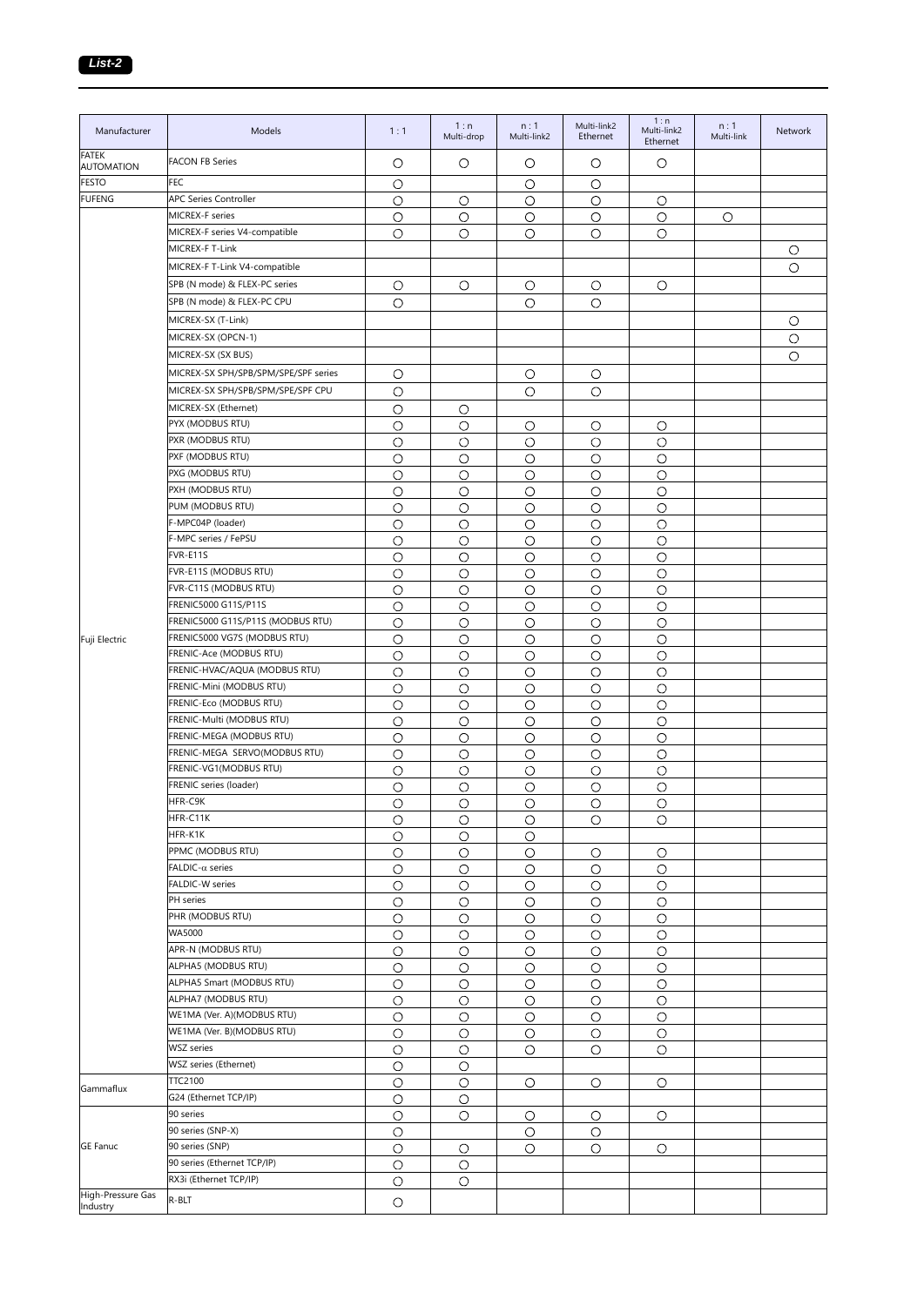**List-2**

| Manufacturer | Models | 1 : 1 | 1 : n Multi-drop | n : 1 Multi-link2 | Multi-link2 Ethernet | 1 : n Multi-link2 Ethernet | n : 1 Multi-link | Network |
|---|---|---|---|---|---|---|---|---|
| FATEK AUTOMATION | FACON FB Series | ○ | ○ | ○ | ○ | ○ | | |
| FESTO | FEC | ○ | | ○ | ○ | | | |
| FUFENG | APC Series Controller | ○ | ○ | ○ | ○ | ○ | | |
| Fuji Electric | MICREX-F series | ○ | ○ | ○ | ○ | ○ | ○ | |
| | MICREX-F series V4-compatible | ○ | ○ | ○ | ○ | ○ | | |
| | MICREX-F T-Link | | | | | | | ○ |
| | MICREX-F T-Link V4-compatible | | | | | | | ○ |
| | SPB (N mode) & FLEX-PC series | ○ | ○ | ○ | ○ | ○ | | |
| | SPB (N mode) & FLEX-PC CPU | ○ | | ○ | ○ | | | |
| | MICREX-SX (T-Link) | | | | | | | ○ |
| | MICREX-SX (OPCN-1) | | | | | | | ○ |
| | MICREX-SX (SX BUS) | | | | | | | ○ |
| | MICREX-SX SPH/SPB/SPM/SPE/SPF series | ○ | | ○ | ○ | | | |
| | MICREX-SX SPH/SPB/SPM/SPE/SPF CPU | ○ | | ○ | ○ | | | |
| | MICREX-SX (Ethernet) | ○ | ○ | | | | | |
| | PYX (MODBUS RTU) | ○ | ○ | ○ | ○ | ○ | | |
| | PXR (MODBUS RTU) | ○ | ○ | ○ | ○ | ○ | | |
| | PXF (MODBUS RTU) | ○ | ○ | ○ | ○ | ○ | | |
| | PXG (MODBUS RTU) | ○ | ○ | ○ | ○ | ○ | | |
| | PXH (MODBUS RTU) | ○ | ○ | ○ | ○ | ○ | | |
| | PUM (MODBUS RTU) | ○ | ○ | ○ | ○ | ○ | | |
| | F-MPC04P (loader) | ○ | ○ | ○ | ○ | ○ | | |
| | F-MPC series / FePSU | ○ | ○ | ○ | ○ | ○ | | |
| | FVR-E11S | ○ | ○ | ○ | ○ | ○ | | |
| | FVR-E11S (MODBUS RTU) | ○ | ○ | ○ | ○ | ○ | | |
| | FVR-C11S (MODBUS RTU) | ○ | ○ | ○ | ○ | ○ | | |
| | FRENIC5000 G11S/P11S | ○ | ○ | ○ | ○ | ○ | | |
| | FRENIC5000 G11S/P11S (MODBUS RTU) | ○ | ○ | ○ | ○ | ○ | | |
| | FRENIC5000 VG7S (MODBUS RTU) | ○ | ○ | ○ | ○ | ○ | | |
| | FRENIC-Ace (MODBUS RTU) | ○ | ○ | ○ | ○ | ○ | | |
| | FRENIC-HVAC/AQUA (MODBUS RTU) | ○ | ○ | ○ | ○ | ○ | | |
| | FRENIC-Mini (MODBUS RTU) | ○ | ○ | ○ | ○ | ○ | | |
| | FRENIC-Eco (MODBUS RTU) | ○ | ○ | ○ | ○ | ○ | | |
| | FRENIC-Multi (MODBUS RTU) | ○ | ○ | ○ | ○ | ○ | | |
| | FRENIC-MEGA (MODBUS RTU) | ○ | ○ | ○ | ○ | ○ | | |
| | FRENIC-MEGA SERVO(MODBUS RTU) | ○ | ○ | ○ | ○ | ○ | | |
| | FRENIC-VG1(MODBUS RTU) | ○ | ○ | ○ | ○ | ○ | | |
| | FRENIC series (loader) | ○ | ○ | ○ | ○ | ○ | | |
| | HFR-C9K | ○ | ○ | ○ | ○ | ○ | | |
| | HFR-C11K | ○ | ○ | ○ | ○ | ○ | | |
| | HFR-K1K | ○ | ○ | ○ | | | | |
| | PPMC (MODBUS RTU) | ○ | ○ | ○ | ○ | ○ | | |
| | FALDIC-α series | ○ | ○ | ○ | ○ | ○ | | |
| | FALDIC-W series | ○ | ○ | ○ | ○ | ○ | | |
| | PH series | ○ | ○ | ○ | ○ | ○ | | |
| | PHR (MODBUS RTU) | ○ | ○ | ○ | ○ | ○ | | |
| | WA5000 | ○ | ○ | ○ | ○ | ○ | | |
| | APR-N (MODBUS RTU) | ○ | ○ | ○ | ○ | ○ | | |
| | ALPHA5 (MODBUS RTU) | ○ | ○ | ○ | ○ | ○ | | |
| | ALPHA5 Smart (MODBUS RTU) | ○ | ○ | ○ | ○ | ○ | | |
| | ALPHA7 (MODBUS RTU) | ○ | ○ | ○ | ○ | ○ | | |
| | WE1MA (Ver. A)(MODBUS RTU) | ○ | ○ | ○ | ○ | ○ | | |
| | WE1MA (Ver. B)(MODBUS RTU) | ○ | ○ | ○ | ○ | ○ | | |
| | WSZ series | ○ | ○ | ○ | ○ | ○ | | |
| | WSZ series (Ethernet) | ○ | ○ | | | | | |
| Gammaflux | TTC2100 | ○ | ○ | ○ | ○ | ○ | | |
| | G24 (Ethernet TCP/IP) | ○ | ○ | | | | | |
| GE Fanuc | 90 series | ○ | ○ | ○ | ○ | ○ | | |
| | 90 series (SNP-X) | ○ | | ○ | ○ | | | |
| | 90 series (SNP) | ○ | ○ | ○ | ○ | ○ | | |
| | 90 series (Ethernet TCP/IP) | ○ | ○ | | | | | |
| | RX3i (Ethernet TCP/IP) | ○ | ○ | | | | | |
| High-Pressure Gas Industry | R-BLT | ○ | | | | | | |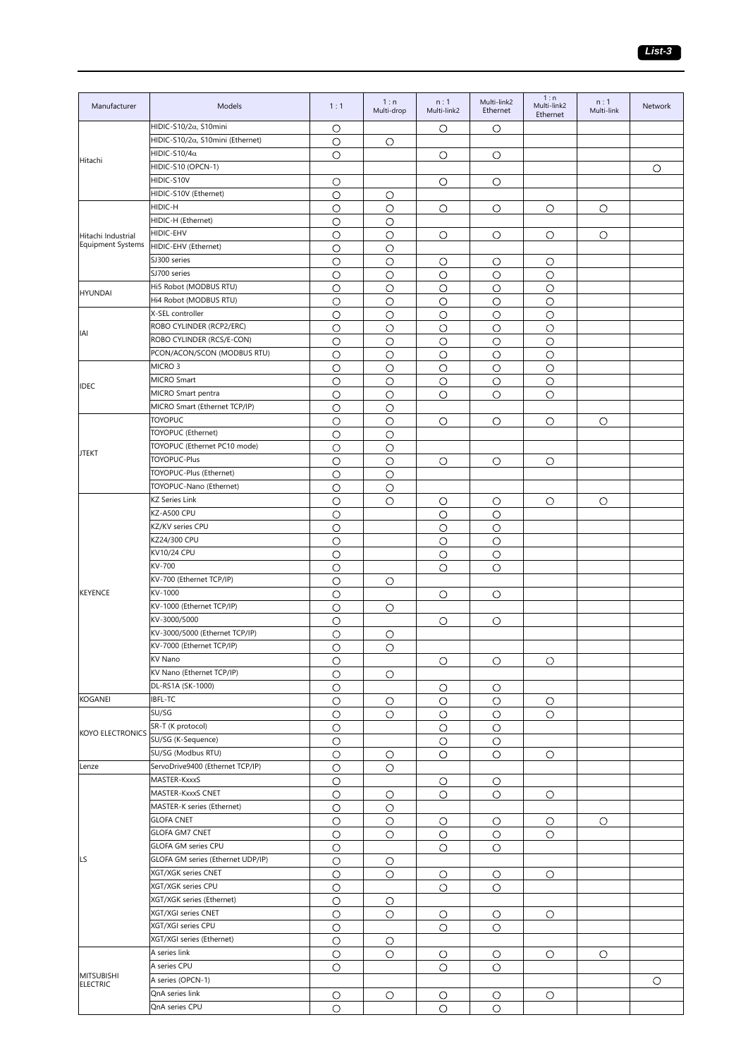| Manufacturer | Models | 1 : 1 | 1 : n Multi-drop | n : 1 Multi-link2 | Multi-link2 Ethernet | 1 : n Multi-link2 Ethernet | n : 1 Multi-link | Network |
|---|---|---|---|---|---|---|---|---|
| Hitachi | HIDIC-S10/2α, S10mini | ○ | | ○ | ○ | | | |
| | HIDIC-S10/2α, S10mini (Ethernet) | ○ | ○ | | | | | |
| | HIDIC-S10/4α | ○ | | ○ | ○ | | | |
| | HIDIC-S10 (OPCN-1) | | | | | | | ○ |
| | HIDIC-S10V | ○ | | ○ | ○ | | | |
| | HIDIC-S10V (Ethernet) | ○ | ○ | | | | | |
| Hitachi Industrial Equipment Systems | HIDIC-H | ○ | ○ | ○ | ○ | ○ | ○ | |
| | HIDIC-H (Ethernet) | ○ | ○ | | | | | |
| | HIDIC-EHV | ○ | ○ | ○ | ○ | ○ | ○ | |
| | HIDIC-EHV (Ethernet) | ○ | ○ | | | | | |
| | SJ300 series | ○ | ○ | ○ | ○ | ○ | | |
| | SJ700 series | ○ | ○ | ○ | ○ | ○ | | |
| HYUNDAI | Hi5 Robot (MODBUS RTU) | ○ | ○ | ○ | ○ | ○ | | |
| | Hi4 Robot (MODBUS RTU) | ○ | ○ | ○ | ○ | ○ | | |
| IAI | X-SEL controller | ○ | ○ | ○ | ○ | ○ | | |
| | ROBO CYLINDER (RCP2/ERC) | ○ | ○ | ○ | ○ | ○ | | |
| | ROBO CYLINDER (RCS/E-CON) | ○ | ○ | ○ | ○ | ○ | | |
| | PCON/ACON/SCON (MODBUS RTU) | ○ | ○ | ○ | ○ | ○ | | |
| IDEC | MICRO 3 | ○ | ○ | ○ | ○ | ○ | | |
| | MICRO Smart | ○ | ○ | ○ | ○ | ○ | | |
| | MICRO Smart pentra | ○ | ○ | ○ | ○ | ○ | | |
| | MICRO Smart (Ethernet TCP/IP) | ○ | ○ | | | | | |
| JTEKT | TOYOPUC | ○ | ○ | ○ | ○ | ○ | ○ | |
| | TOYOPUC (Ethernet) | ○ | ○ | | | | | |
| | TOYOPUC (Ethernet PC10 mode) | ○ | ○ | | | | | |
| | TOYOPUC-Plus | ○ | ○ | ○ | ○ | ○ | | |
| | TOYOPUC-Plus (Ethernet) | ○ | ○ | | | | | |
| | TOYOPUC-Nano (Ethernet) | ○ | ○ | | | | | |
| KEYENCE | KZ Series Link | ○ | ○ | ○ | ○ | ○ | ○ | |
| | KZ-A500 CPU | ○ | | ○ | ○ | | | |
| | KZ/KV series CPU | ○ | | ○ | ○ | | | |
| | KZ24/300 CPU | ○ | | ○ | ○ | | | |
| | KV10/24 CPU | ○ | | ○ | ○ | | | |
| | KV-700 | ○ | | ○ | ○ | | | |
| | KV-700 (Ethernet TCP/IP) | ○ | ○ | | | | | |
| | KV-1000 | ○ | | ○ | ○ | | | |
| | KV-1000 (Ethernet TCP/IP) | ○ | ○ | | | | | |
| | KV-3000/5000 | ○ | | ○ | ○ | | | |
| | KV-3000/5000 (Ethernet TCP/IP) | ○ | ○ | | | | | |
| | KV-7000 (Ethernet TCP/IP) | ○ | ○ | | | | | |
| | KV Nano | ○ | | ○ | ○ | ○ | | |
| | KV Nano (Ethernet TCP/IP) | ○ | ○ | | | | | |
| | DL-RS1A (SK-1000) | ○ | | ○ | ○ | | | |
| KOGANEI | IBFL-TC | ○ | ○ | ○ | ○ | ○ | | |
| KOYO ELECTRONICS | SU/SG | ○ | ○ | ○ | ○ | ○ | | |
| | SR-T (K protocol) | ○ | | ○ | ○ | | | |
| | SU/SG (K-Sequence) | ○ | | ○ | ○ | | | |
| | SU/SG (Modbus RTU) | ○ | ○ | ○ | ○ | ○ | | |
| Lenze | ServoDrive9400 (Ethernet TCP/IP) | ○ | ○ | | | | | |
| LS | MASTER-KxxxS | ○ | | ○ | ○ | | | |
| | MASTER-KxxxS CNET | ○ | ○ | ○ | ○ | ○ | | |
| | MASTER-K series (Ethernet) | ○ | ○ | | | | | |
| | GLOFA CNET | ○ | ○ | ○ | ○ | ○ | ○ | |
| | GLOFA GM7 CNET | ○ | ○ | ○ | ○ | ○ | | |
| | GLOFA GM series CPU | ○ | | ○ | ○ | | | |
| | GLOFA GM series (Ethernet UDP/IP) | ○ | ○ | | | | | |
| | XGT/XGK series CNET | ○ | ○ | ○ | ○ | ○ | | |
| | XGT/XGK series CPU | ○ | | ○ | ○ | | | |
| | XGT/XGK series (Ethernet) | ○ | ○ | | | | | |
| | XGT/XGI series CNET | ○ | ○ | ○ | ○ | ○ | | |
| | XGT/XGI series CPU | ○ | | ○ | ○ | | | |
| | XGT/XGI series (Ethernet) | ○ | ○ | | | | | |
| MITSUBISHI ELECTRIC | A series link | ○ | ○ | ○ | ○ | ○ | ○ | |
| | A series CPU | ○ | | ○ | ○ | | | |
| | A series (OPCN-1) | | | | | | | ○ |
| | QnA series link | ○ | ○ | ○ | ○ | ○ | | |
| | QnA series CPU | ○ | | ○ | ○ | | | |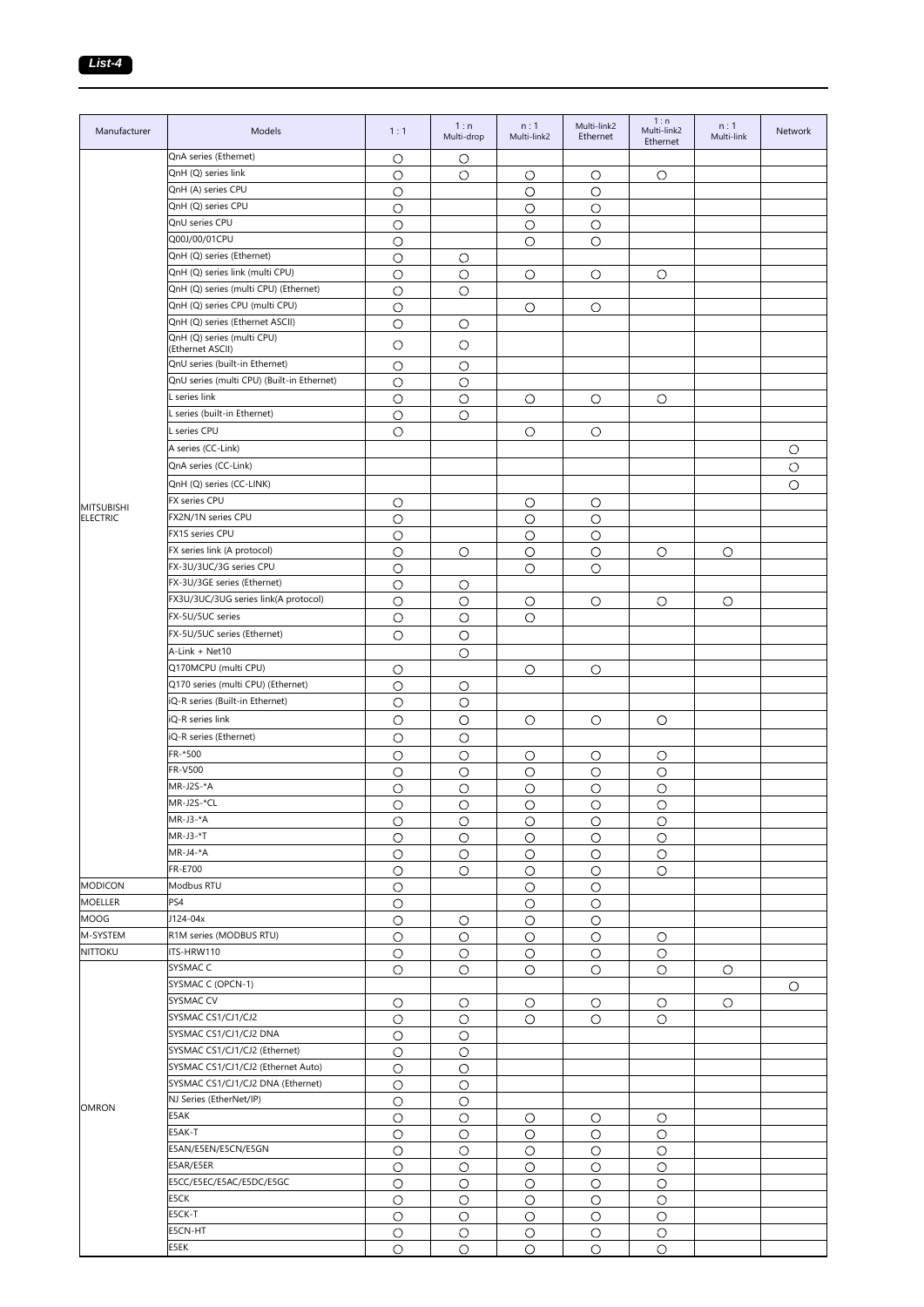| Manufacturer | Models | 1 : 1 | 1 : n Multi-drop | n : 1 Multi-link2 | Multi-link2 Ethernet | 1 : n Multi-link2 Ethernet | n : 1 Multi-link | Network |
|---|---|---|---|---|---|---|---|---|
| MITSUBISHI ELECTRIC | QnA series (Ethernet) | ○ | ○ | | | | | |
| | QnH (Q) series link | ○ | ○ | ○ | ○ | ○ | | |
| | QnH (A) series CPU | ○ | | ○ | ○ | | | |
| | QnH (Q) series CPU | ○ | | ○ | ○ | | | |
| | QnU series CPU | ○ | | ○ | ○ | | | |
| | Q00J/00/01CPU | ○ | | ○ | ○ | | | |
| | QnH (Q) series (Ethernet) | ○ | ○ | | | | | |
| | QnH (Q) series link (multi CPU) | ○ | ○ | ○ | ○ | ○ | | |
| | QnH (Q) series (multi CPU) (Ethernet) | ○ | ○ | | | | | |
| | QnH (Q) series CPU (multi CPU) | ○ | | ○ | ○ | | | |
| | QnH (Q) series (Ethernet ASCII) | ○ | ○ | | | | | |
| | QnH (Q) series (multi CPU) (Ethernet ASCII) | ○ | ○ | | | | | |
| | QnU series (built-in Ethernet) | ○ | ○ | | | | | |
| | QnU series (multi CPU) (Built-in Ethernet) | ○ | ○ | | | | | |
| | L series link | ○ | ○ | ○ | ○ | ○ | | |
| | L series (built-in Ethernet) | ○ | ○ | | | | | |
| | L series CPU | ○ | | ○ | ○ | | | |
| | A series (CC-Link) | | | | | | | ○ |
| | QnA series (CC-Link) | | | | | | | ○ |
| | QnH (Q) series (CC-LINK) | | | | | | | ○ |
| | FX series CPU | ○ | | ○ | ○ | | | |
| | FX2N/1N series CPU | ○ | | ○ | ○ | | | |
| | FX1S series CPU | ○ | | ○ | ○ | | | |
| | FX series link (A protocol) | ○ | ○ | ○ | ○ | ○ | ○ | |
| | FX-3U/3UC/3G series CPU | ○ | | ○ | ○ | | | |
| | FX-3U/3GE series (Ethernet) | ○ | ○ | | | | | |
| | FX3U/3UC/3UG series link(A protocol) | ○ | ○ | ○ | ○ | ○ | ○ | |
| | FX-5U/5UC series | ○ | ○ | ○ | | | | |
| | FX-5U/5UC series (Ethernet) | ○ | ○ | | | | | |
| | A-Link + Net10 | | ○ | | | | | |
| | Q170MCPU (multi CPU) | ○ | | ○ | ○ | | | |
| | Q170 series (multi CPU) (Ethernet) | ○ | ○ | | | | | |
| | iQ-R series (Built-in Ethernet) | ○ | ○ | | | | | |
| | iQ-R series link | ○ | ○ | ○ | ○ | ○ | | |
| | iQ-R series (Ethernet) | ○ | ○ | | | | | |
| | FR-*500 | ○ | ○ | ○ | ○ | ○ | | |
| | FR-V500 | ○ | ○ | ○ | ○ | ○ | | |
| | MR-J2S-*A | ○ | ○ | ○ | ○ | ○ | | |
| | MR-J2S-*CL | ○ | ○ | ○ | ○ | ○ | | |
| | MR-J3-*A | ○ | ○ | ○ | ○ | ○ | | |
| | MR-J3-*T | ○ | ○ | ○ | ○ | ○ | | |
| | MR-J4-*A | ○ | ○ | ○ | ○ | ○ | | |
| | FR-E700 | ○ | ○ | ○ | ○ | ○ | | |
| MODICON | Modbus RTU | ○ | | ○ | ○ | | | |
| MOELLER | PS4 | ○ | | ○ | ○ | | | |
| MOOG | J124-04x | ○ | ○ | ○ | ○ | | | |
| M-SYSTEM | R1M series (MODBUS RTU) | ○ | ○ | ○ | ○ | ○ | | |
| NITTOKU | ITS-HRW110 | ○ | ○ | ○ | ○ | ○ | | |
| OMRON | SYSMAC C | ○ | ○ | ○ | ○ | ○ | ○ | |
| | SYSMAC C (OPCN-1) | | | | | | | ○ |
| | SYSMAC CV | ○ | ○ | ○ | ○ | ○ | ○ | |
| | SYSMAC CS1/CJ1/CJ2 | ○ | ○ | ○ | ○ | ○ | | |
| | SYSMAC CS1/CJ1/CJ2 DNA | ○ | ○ | | | | | |
| | SYSMAC CS1/CJ1/CJ2 (Ethernet) | ○ | ○ | | | | | |
| | SYSMAC CS1/CJ1/CJ2 (Ethernet Auto) | ○ | ○ | | | | | |
| | SYSMAC CS1/CJ1/CJ2 DNA (Ethernet) | ○ | ○ | | | | | |
| | NJ Series (EtherNet/IP) | ○ | ○ | | | | | |
| | E5AK | ○ | ○ | ○ | ○ | ○ | | |
| | E5AK-T | ○ | ○ | ○ | ○ | ○ | | |
| | E5AN/E5EN/E5CN/E5GN | ○ | ○ | ○ | ○ | ○ | | |
| | E5AR/E5ER | ○ | ○ | ○ | ○ | ○ | | |
| | E5CC/E5EC/E5AC/E5DC/E5GC | ○ | ○ | ○ | ○ | ○ | | |
| | E5CK | ○ | ○ | ○ | ○ | ○ | | |
| | E5CK-T | ○ | ○ | ○ | ○ | ○ | | |
| | E5CN-HT | ○ | ○ | ○ | ○ | ○ | | |
| | E5EK | ○ | ○ | ○ | ○ | ○ | | |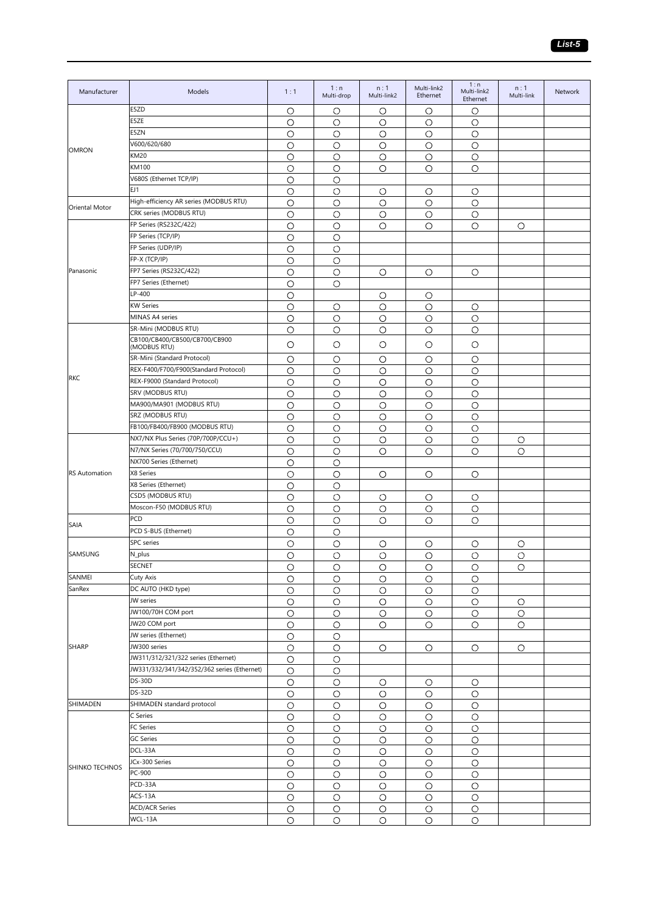| Manufacturer | Models | 1 : 1 | 1 : n Multi-drop | n : 1 Multi-link2 | Multi-link2 Ethernet | 1 : n Multi-link2 Ethernet | n : 1 Multi-link | Network |
|---|---|---|---|---|---|---|---|---|
| OMRON | E5ZD | ○ | ○ | ○ | ○ | ○ | | |
| | E5ZE | ○ | ○ | ○ | ○ | ○ | | |
| | E5ZN | ○ | ○ | ○ | ○ | ○ | | |
| | V600/620/680 | ○ | ○ | ○ | ○ | ○ | | |
| | KM20 | ○ | ○ | ○ | ○ | ○ | | |
| | KM100 | ○ | ○ | ○ | ○ | ○ | | |
| | V680S (Ethernet TCP/IP) | ○ | ○ | | | | | |
| | EJ1 | ○ | ○ | ○ | ○ | ○ | | |
| Oriental Motor | High-efficiency AR series (MODBUS RTU) | ○ | ○ | ○ | ○ | ○ | | |
| | CRK series (MODBUS RTU) | ○ | ○ | ○ | ○ | ○ | | |
| Panasonic | FP Series (RS232C/422) | ○ | ○ | ○ | ○ | ○ | ○ | |
| | FP Series (TCP/IP) | ○ | ○ | | | | | |
| | FP Series (UDP/IP) | ○ | ○ | | | | | |
| | FP-X (TCP/IP) | ○ | ○ | | | | | |
| | FP7 Series (RS232C/422) | ○ | ○ | ○ | ○ | ○ | | |
| | FP7 Series (Ethernet) | ○ | ○ | | | | | |
| | LP-400 | ○ | | ○ | ○ | | | |
| | KW Series | ○ | ○ | ○ | ○ | ○ | | |
| | MINAS A4 series | ○ | ○ | ○ | ○ | ○ | | |
| RKC | SR-Mini (MODBUS RTU) | ○ | ○ | ○ | ○ | ○ | | |
| | CB100/CB400/CB500/CB700/CB900 (MODBUS RTU) | ○ | ○ | ○ | ○ | ○ | | |
| | SR-Mini (Standard Protocol) | ○ | ○ | ○ | ○ | ○ | | |
| | REX-F400/F700/F900(Standard Protocol) | ○ | ○ | ○ | ○ | ○ | | |
| | REX-F9000 (Standard Protocol) | ○ | ○ | ○ | ○ | ○ | | |
| | SRV (MODBUS RTU) | ○ | ○ | ○ | ○ | ○ | | |
| | MA900/MA901 (MODBUS RTU) | ○ | ○ | ○ | ○ | ○ | | |
| | SRZ (MODBUS RTU) | ○ | ○ | ○ | ○ | ○ | | |
| | FB100/FB400/FB900 (MODBUS RTU) | ○ | ○ | ○ | ○ | ○ | | |
| RS Automation | NX7/NX Plus Series (70P/700P/CCU+) | ○ | ○ | ○ | ○ | ○ | ○ | |
| | N7/NX Series (70/700/750/CCU) | ○ | ○ | ○ | ○ | ○ | ○ | |
| | NX700 Series (Ethernet) | ○ | ○ | | | | | |
| | X8 Series | ○ | ○ | ○ | ○ | ○ | | |
| | X8 Series (Ethernet) | ○ | ○ | | | | | |
| | CSD5 (MODBUS RTU) | ○ | ○ | ○ | ○ | ○ | | |
| | Moscon-F50 (MODBUS RTU) | ○ | ○ | ○ | ○ | ○ | | |
| SAIA | PCD | ○ | ○ | ○ | ○ | ○ | | |
| | PCD S-BUS (Ethernet) | ○ | ○ | | | | | |
| SAMSUNG | SPC series | ○ | ○ | ○ | ○ | ○ | ○ | |
| | N_plus | ○ | ○ | ○ | ○ | ○ | ○ | |
| | SECNET | ○ | ○ | ○ | ○ | ○ | ○ | |
| SANMEI | Cuty Axis | ○ | ○ | ○ | ○ | ○ | | |
| SanRex | DC AUTO (HKD type) | ○ | ○ | ○ | ○ | ○ | | |
| SHARP | JW series | ○ | ○ | ○ | ○ | ○ | ○ | |
| | JW100/70H COM port | ○ | ○ | ○ | ○ | ○ | ○ | |
| | JW20 COM port | ○ | ○ | ○ | ○ | ○ | ○ | |
| | JW series (Ethernet) | ○ | ○ | | | | | |
| | JW300 series | ○ | ○ | ○ | ○ | ○ | ○ | |
| | JW311/312/321/322 series (Ethernet) | ○ | ○ | | | | | |
| | JW331/332/341/342/352/362 series (Ethernet) | ○ | ○ | | | | | |
| | DS-30D | ○ | ○ | ○ | ○ | ○ | | |
| | DS-32D | ○ | ○ | ○ | ○ | ○ | | |
| SHIMADEN | SHIMADEN standard protocol | ○ | ○ | ○ | ○ | ○ | | |
| SHINKO TECHNOS | C Series | ○ | ○ | ○ | ○ | ○ | | |
| | FC Series | ○ | ○ | ○ | ○ | ○ | | |
| | GC Series | ○ | ○ | ○ | ○ | ○ | | |
| | DCL-33A | ○ | ○ | ○ | ○ | ○ | | |
| | JCx-300 Series | ○ | ○ | ○ | ○ | ○ | | |
| | PC-900 | ○ | ○ | ○ | ○ | ○ | | |
| | PCD-33A | ○ | ○ | ○ | ○ | ○ | | |
| | ACS-13A | ○ | ○ | ○ | ○ | ○ | | |
| | ACD/ACR Series | ○ | ○ | ○ | ○ | ○ | | |
| | WCL-13A | ○ | ○ | ○ | ○ | ○ | | |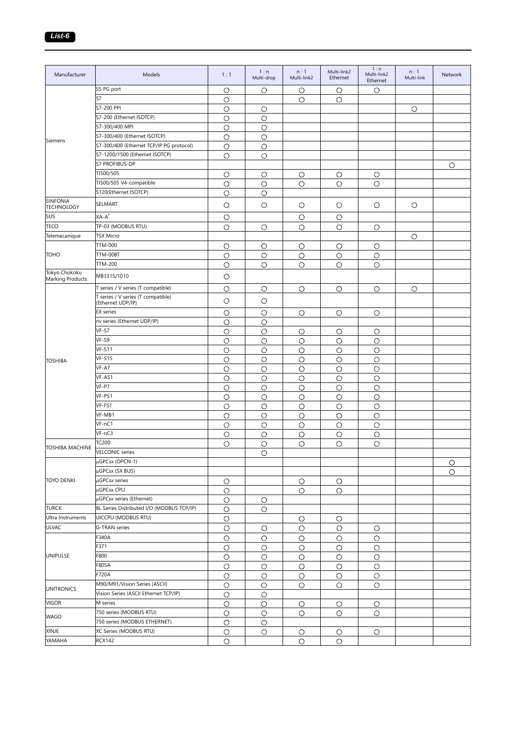| Manufacturer | Models | 1 : 1 | 1 : n Multi-drop | n : 1 Multi-link2 | Multi-link2 Ethernet | 1 : n Multi-link2 Ethernet | n : 1 Multi-link | Network |
|---|---|---|---|---|---|---|---|---|
| Siemens | S5 PG port | ○ | ○ | ○ | ○ | ○ | | |
| | S7 | ○ | | ○ | ○ | | | |
| | S7-200 PPI | ○ | ○ | | | | ○ | |
| | S7-200 (Ethernet ISOTCP) | ○ | ○ | | | | | |
| | S7-300/400 MPI | ○ | ○ | | | | | |
| | S7-300/400 (Ethernet ISOTCP) | ○ | ○ | | | | | |
| | S7-300/400 (Ethernet TCP/IP PG protocol) | ○ | ○ | | | | | |
| | S7-1200/1500 (Ethernet ISOTCP) | ○ | ○ | | | | | |
| | S7 PROFIBUS-DP | | | | | | | ○ |
| | TI500/505 | ○ | ○ | ○ | ○ | ○ | | |
| | TI500/505 V4-compatible | ○ | ○ | ○ | ○ | ○ | | |
| | S120(Ethernet ISOTCP) | ○ | ○ | | | | | |
| SINFONIA TECHNOLOGY | SELMART | ○ | ○ | ○ | ○ | ○ | ○ | |
| SUS | XA-A* | ○ | | ○ | ○ | | | |
| TECO | TP-03 (MODBUS RTU) | ○ | ○ | ○ | ○ | ○ | | |
| Telemecanique | TSX Micro | | | | | | ○ | |
| TOHO | TTM-000 | ○ | ○ | ○ | ○ | ○ | | |
| | TTM-00BT | ○ | ○ | ○ | ○ | ○ | | |
| | TTM-200 | ○ | ○ | ○ | ○ | ○ | | |
| Tokyo Chokoku Marking Products | MB3315/1010 | ○ | | | | | | |
| TOSHIBA | T series / V series (T compatible) | ○ | ○ | ○ | ○ | ○ | ○ | |
| | T series / V series (T compatible) (Ethernet UDP/IP) | ○ | ○ | | | | | |
| | EX series | ○ | ○ | ○ | ○ | ○ | | |
| | nv series (Ethernet UDP/IP) | ○ | ○ | | | | | |
| | VF-S7 | ○ | ○ | ○ | ○ | ○ | | |
| | VF-S9 | ○ | ○ | ○ | ○ | ○ | | |
| | VF-S11 | ○ | ○ | ○ | ○ | ○ | | |
| | VF-S15 | ○ | ○ | ○ | ○ | ○ | | |
| | VF-A7 | ○ | ○ | ○ | ○ | ○ | | |
| | VF-AS1 | ○ | ○ | ○ | ○ | ○ | | |
| | VF-P7 | ○ | ○ | ○ | ○ | ○ | | |
| | VF-PS1 | ○ | ○ | ○ | ○ | ○ | | |
| | VF-FS1 | ○ | ○ | ○ | ○ | ○ | | |
| | VF-MB1 | ○ | ○ | ○ | ○ | ○ | | |
| | VF-nC1 | ○ | ○ | ○ | ○ | ○ | | |
| | VF-nC3 | ○ | ○ | ○ | ○ | ○ | | |
| TOSHIBA MACHINE | TC200 | ○ | ○ | ○ | ○ | ○ | | |
| | VELCONIC series | | ○ | | | | | |
| TOYO DENKI | μGPCsx (OPCN-1) | | | | | | | ○ |
| | μGPCsx (SX BUS) | | | | | | | ○ |
| | μGPCsx series | ○ | | ○ | ○ | | | |
| | μGPCsx CPU | ○ | | ○ | ○ | | | |
| | μGPCsx series (Ethernet) | ○ | ○ | | | | | |
| TURCK | BL Series Distributed I/O (MODBUS TCP/IP) | ○ | ○ | | | | | |
| Ultra Instruments | UICCPU (MODBUS RTU) | ○ | | ○ | ○ | | | |
| ULVAC | G-TRAN series | ○ | ○ | ○ | ○ | ○ | | |
| UNIPULSE | F340A | ○ | ○ | ○ | ○ | ○ | | |
| | F371 | ○ | ○ | ○ | ○ | ○ | | |
| | F800 | ○ | ○ | ○ | ○ | ○ | | |
| | F805A | ○ | ○ | ○ | ○ | ○ | | |
| | F720A | ○ | ○ | ○ | ○ | ○ | | |
| UNITRONICS | M90/M91/Vision Series (ASCII) | ○ | ○ | ○ | ○ | ○ | | |
| | Vision Series (ASCII Ethernet TCP/IP) | ○ | ○ | | | | | |
| VIGOR | M series | ○ | ○ | ○ | ○ | ○ | | |
| WAGO | 750 series (MODBUS RTU) | ○ | ○ | ○ | ○ | ○ | | |
| | 750 series (MODBUS ETHERNET) | ○ | ○ | | | | | |
| XINJE | XC Series (MODBUS RTU) | ○ | ○ | ○ | ○ | ○ | | |
| YAMAHA | RCX142 | ○ | | ○ | ○ | | | |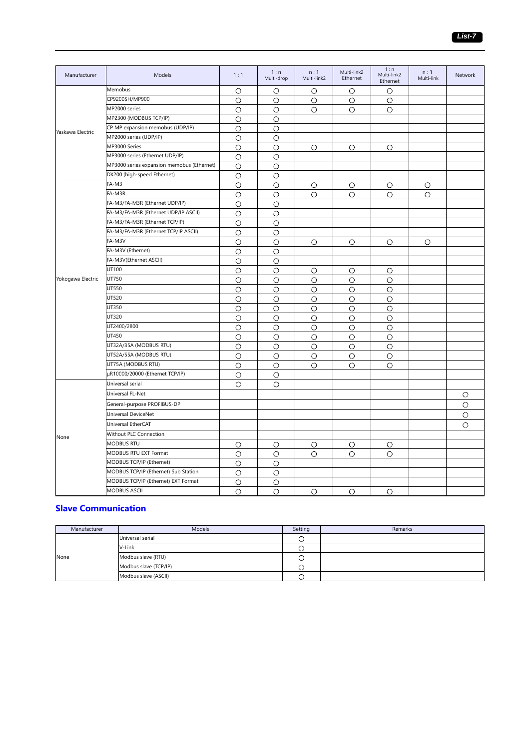| Manufacturer | Models | 1 : 1 | 1 : n Multi-drop | n : 1 Multi-link2 | Multi-link2 Ethernet | 1 : n Multi-link2 Ethernet | n : 1 Multi-link | Network |
|---|---|---|---|---|---|---|---|---|
| Yaskawa Electric | Memobus | ○ | ○ | ○ | ○ | ○ | | |
| | CP9200SH/MP900 | ○ | ○ | ○ | ○ | ○ | | |
| | MP2000 series | ○ | ○ | ○ | ○ | ○ | | |
| | MP2300 (MODBUS TCP/IP) | ○ | ○ | | | | | |
| | CP MP expansion memobus (UDP/IP) | ○ | ○ | | | | | |
| | MP2000 series (UDP/IP) | ○ | ○ | | | | | |
| | MP3000 Series | ○ | ○ | ○ | ○ | ○ | | |
| | MP3000 series (Ethernet UDP/IP) | ○ | ○ | | | | | |
| | MP3000 series expansion memobus (Ethernet) | ○ | ○ | | | | | |
| | DX200 (high-speed Ethernet) | ○ | ○ | | | | | |
| Yokogawa Electric | FA-M3 | ○ | ○ | ○ | ○ | ○ | ○ | |
| | FA-M3R | ○ | ○ | ○ | ○ | ○ | ○ | |
| | FA-M3/FA-M3R (Ethernet UDP/IP) | ○ | ○ | | | | | |
| | FA-M3/FA-M3R (Ethernet UDP/IP ASCII) | ○ | ○ | | | | | |
| | FA-M3/FA-M3R (Ethernet TCP/IP) | ○ | ○ | | | | | |
| | FA-M3/FA-M3R (Ethernet TCP/IP ASCII) | ○ | ○ | | | | | |
| | FA-M3V | ○ | ○ | ○ | ○ | ○ | ○ | |
| | FA-M3V (Ethernet) | ○ | ○ | | | | | |
| | FA-M3V(Ethernet ASCII) | ○ | ○ | | | | | |
| | UT100 | ○ | ○ | ○ | ○ | ○ | | |
| | UT750 | ○ | ○ | ○ | ○ | ○ | | |
| | UT550 | ○ | ○ | ○ | ○ | ○ | | |
| | UT520 | ○ | ○ | ○ | ○ | ○ | | |
| | UT350 | ○ | ○ | ○ | ○ | ○ | | |
| | UT320 | ○ | ○ | ○ | ○ | ○ | | |
| | UT2400/2800 | ○ | ○ | ○ | ○ | ○ | | |
| | UT450 | ○ | ○ | ○ | ○ | ○ | | |
| | UT32A/35A (MODBUS RTU) | ○ | ○ | ○ | ○ | ○ | | |
| | UT52A/55A (MODBUS RTU) | ○ | ○ | ○ | ○ | ○ | | |
| | UT75A (MODBUS RTU) | ○ | ○ | ○ | ○ | ○ | | |
| | µR10000/20000 (Ethernet TCP/IP) | ○ | ○ | | | | | |
| None | Universal serial | ○ | ○ | | | | | |
| | Universal FL-Net | | | | | | | ○ |
| | General-purpose PROFIBUS-DP | | | | | | | ○ |
| | Universal DeviceNet | | | | | | | ○ |
| | Universal EtherCAT | | | | | | | ○ |
| | Without PLC Connection | | | | | | | |
| | MODBUS RTU | ○ | ○ | ○ | ○ | ○ | | |
| | MODBUS RTU EXT Format | ○ | ○ | ○ | ○ | ○ | | |
| | MODBUS TCP/IP (Ethernet) | ○ | ○ | | | | | |
| | MODBUS TCP/IP (Ethernet) Sub Station | ○ | ○ | | | | | |
| | MODBUS TCP/IP (Ethernet) EXT Format | ○ | ○ | | | | | |
| | MODBUS ASCII | ○ | ○ | ○ | ○ | ○ | | |

## Slave Communication

| Manufacturer | Models | Setting | Remarks |
|---|---|---|---|
| None | Universal serial | ○ | |
| | V-Link | ○ | |
| | Modbus slave (RTU) | ○ | |
| | Modbus slave (TCP/IP) | ○ | |
| | Modbus slave (ASCII) | ○ | |